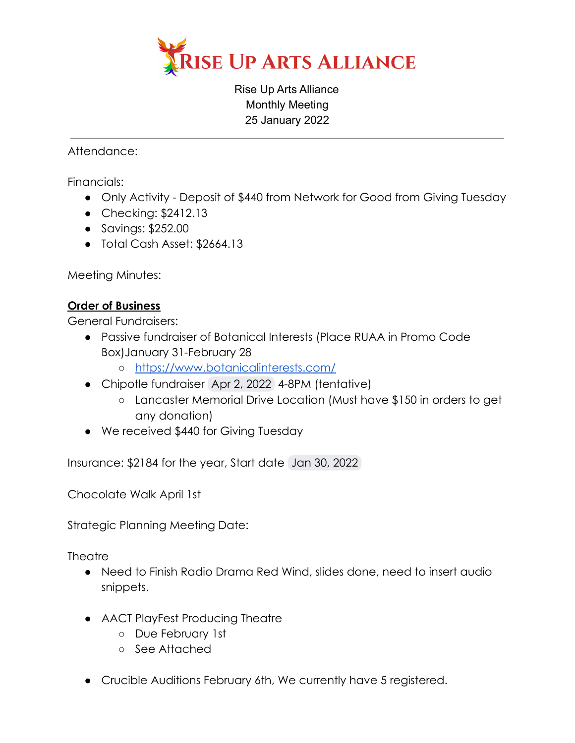# Rise Up Arts Alliance

Rise Up Arts Alliance
Monthly Meeting
25 January 2022

---

Attendance:

Financials:

- Only Activity - Deposit of $440 from Network for Good from Giving Tuesday
- Checking: $2412.13
- Savings: $252.00
- Total Cash Asset: $2664.13

Meeting Minutes:

**Order of Business**

General Fundraisers:

- Passive fundraiser of Botanical Interests (Place RUAA in Promo Code Box)January 31-February 28
  - https://www.botanicalinterests.com/
- Chipotle fundraiser Apr 2, 2022 4-8PM (tentative)
  - Lancaster Memorial Drive Location (Must have $150 in orders to get any donation)
- We received $440 for Giving Tuesday

Insurance: $2184 for the year, Start date Jan 30, 2022

Chocolate Walk April 1st

Strategic Planning Meeting Date:

Theatre

- Need to Finish Radio Drama Red Wind, slides done, need to insert audio snippets.

- AACT PlayFest Producing Theatre
  - Due February 1st
  - See Attached

- Crucible Auditions February 6th, We currently have 5 registered.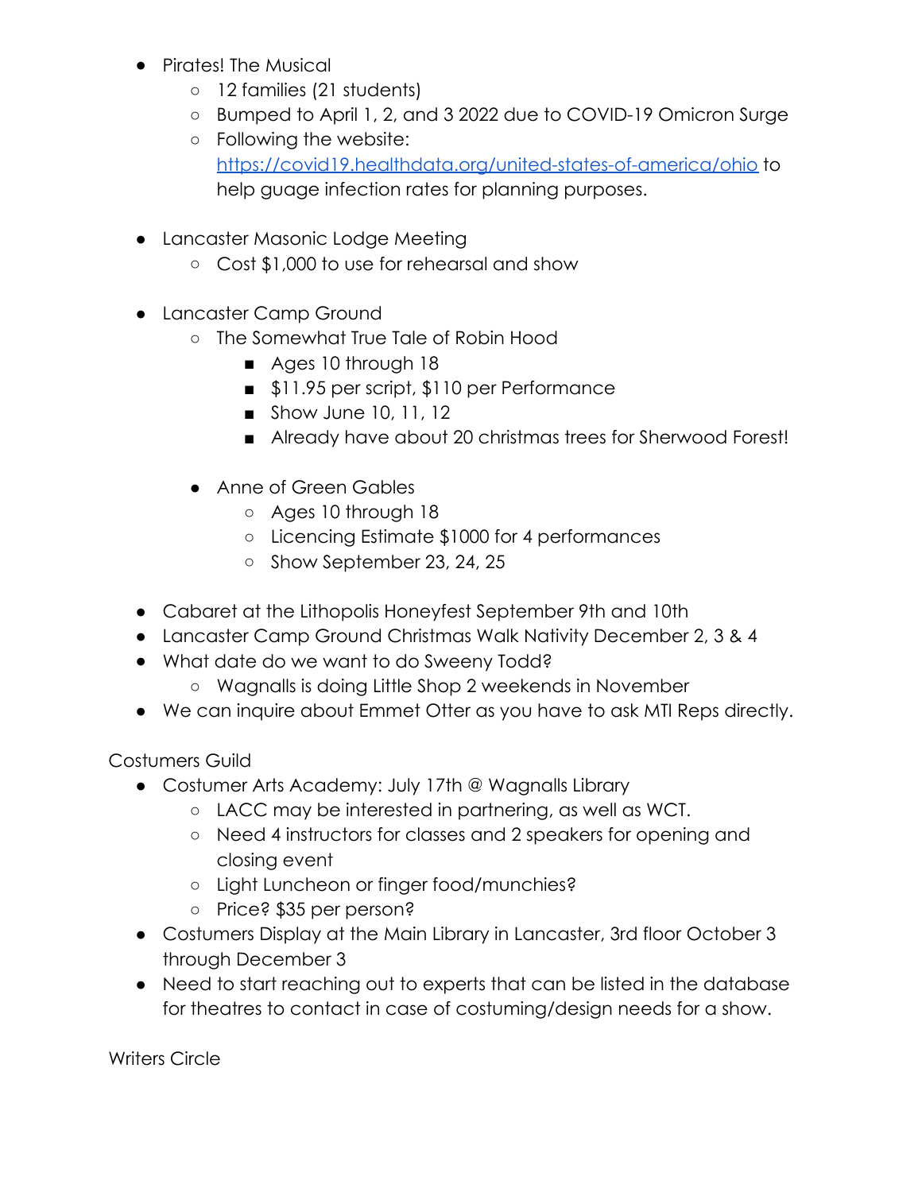- Pirates! The Musical
  - 12 families (21 students)
  - Bumped to April 1, 2, and 3 2022 due to COVID-19 Omicron Surge
  - Following the website: [https://covid19.healthdata.org/united-states-of-america/ohio](https://covid19.healthdata.org/united-states-of-america/ohio) to help guage infection rates for planning purposes.

- Lancaster Masonic Lodge Meeting
  - Cost $1,000 to use for rehearsal and show

- Lancaster Camp Ground
  - The Somewhat True Tale of Robin Hood
    - Ages 10 through 18
    - $11.95 per script, $110 per Performance
    - Show June 10, 11, 12
    - Already have about 20 christmas trees for Sherwood Forest!

  - Anne of Green Gables
    - Ages 10 through 18
    - Licencing Estimate $1000 for 4 performances
    - Show September 23, 24, 25

- Cabaret at the Lithopolis Honeyfest September 9th and 10th
- Lancaster Camp Ground Christmas Walk Nativity December 2, 3 & 4
- What date do we want to do Sweeny Todd?
  - Wagnalls is doing Little Shop 2 weekends in November
- We can inquire about Emmet Otter as you have to ask MTI Reps directly.

Costumers Guild

- Costumer Arts Academy: July 17th @ Wagnalls Library
  - LACC may be interested in partnering, as well as WCT.
  - Need 4 instructors for classes and 2 speakers for opening and closing event
  - Light Luncheon or finger food/munchies?
  - Price? $35 per person?
- Costumers Display at the Main Library in Lancaster, 3rd floor October 3 through December 3
- Need to start reaching out to experts that can be listed in the database for theatres to contact in case of costuming/design needs for a show.

Writers Circle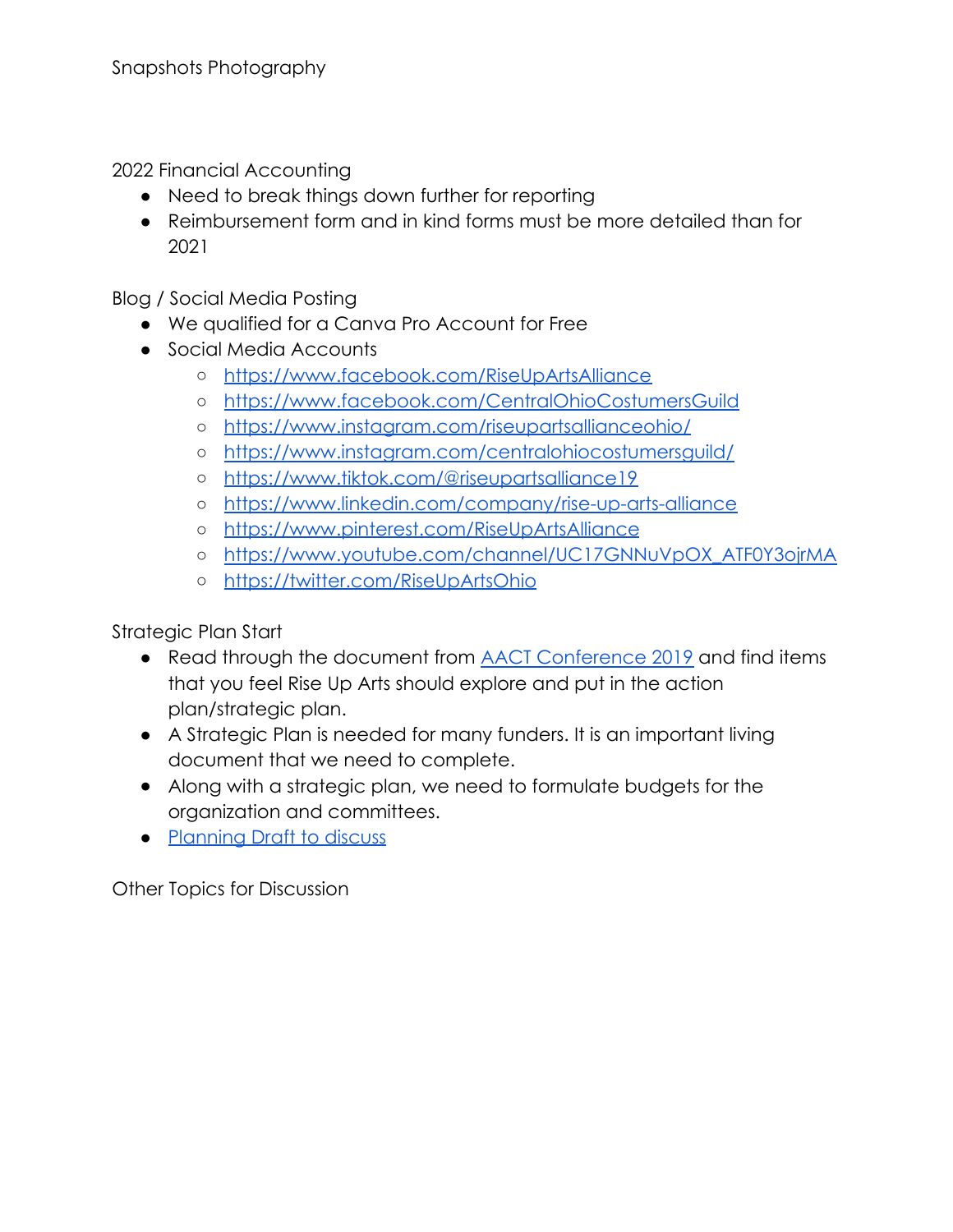Snapshots Photography

2022 Financial Accounting

- Need to break things down further for reporting
- Reimbursement form and in kind forms must be more detailed than for 2021

Blog / Social Media Posting

- We qualified for a Canva Pro Account for Free
- Social Media Accounts
  - https://www.facebook.com/RiseUpArtsAlliance
  - https://www.facebook.com/CentralOhioCostumersGuild
  - https://www.instagram.com/riseupartsallianceohio/
  - https://www.instagram.com/centralohiocostumersguild/
  - https://www.tiktok.com/@riseupartsalliance19
  - https://www.linkedin.com/company/rise-up-arts-alliance
  - https://www.pinterest.com/RiseUpArtsAlliance
  - https://www.youtube.com/channel/UC17GNNuVpOX_ATF0Y3ojrMA
  - https://twitter.com/RiseUpArtsOhio

Strategic Plan Start

- Read through the document from AACT Conference 2019 and find items that you feel Rise Up Arts should explore and put in the action plan/strategic plan.
- A Strategic Plan is needed for many funders. It is an important living document that we need to complete.
- Along with a strategic plan, we need to formulate budgets for the organization and committees.
- Planning Draft to discuss

Other Topics for Discussion